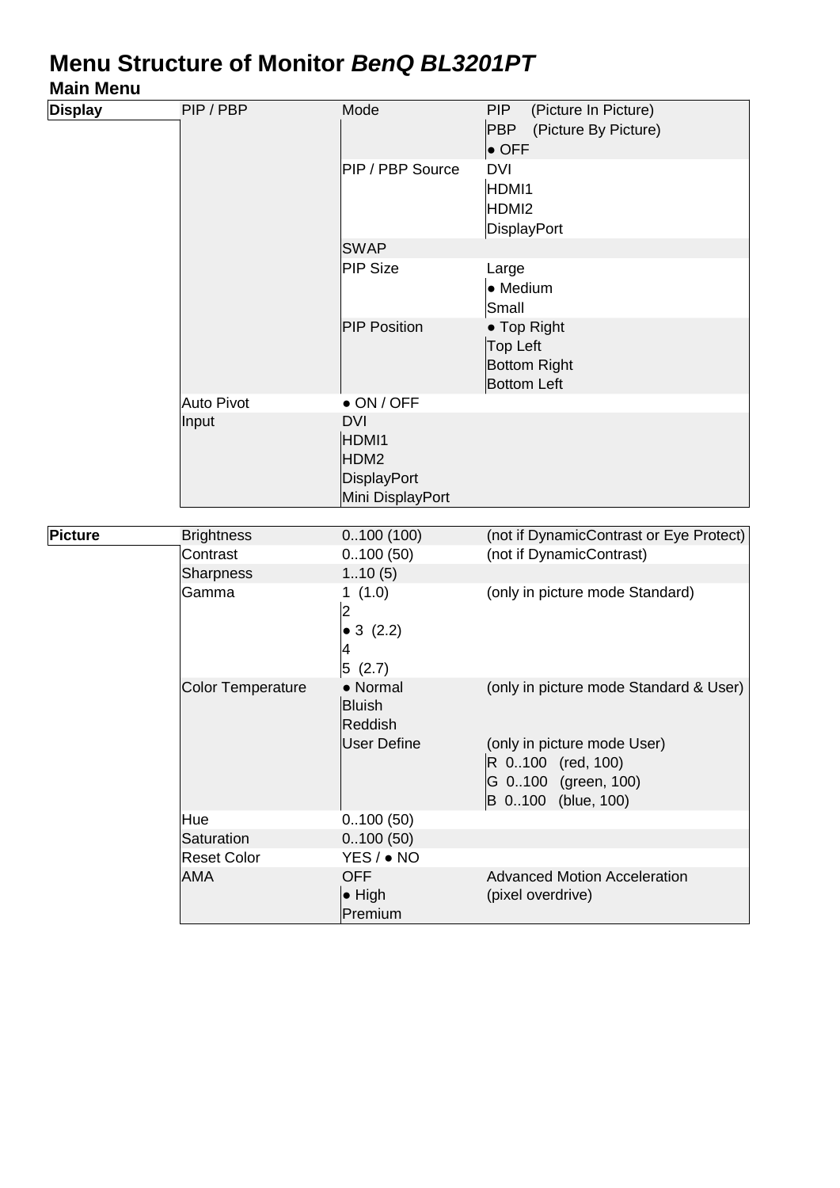# Menu Structure of Monitor *BenQ BL3201PT*

## Main Menu

| | | | |
|---|---|---|---|
| **Display** | PIP / PBP | Mode | PIP (Picture In Picture) |
| | | | PBP (Picture By Picture) |
| | | | ● OFF |
| | | PIP / PBP Source | DVI |
| | | | HDMI1 |
| | | | HDMI2 |
| | | | DisplayPort |
| | | SWAP | |
| | | PIP Size | Large |
| | | | ● Medium |
| | | | Small |
| | | PIP Position | ● Top Right |
| | | | Top Left |
| | | | Bottom Right |
| | | | Bottom Left |
| | Auto Pivot | ● ON / OFF | |
| | Input | DVI | |
| | | HDMI1 | |
| | | HDM2 | |
| | | DisplayPort | |
| | | Mini DisplayPort | |

| | | | |
|---|---|---|---|
| **Picture** | Brightness | 0..100 (100) | (not if DynamicContrast or Eye Protect) |
| | Contrast | 0..100 (50) | (not if DynamicContrast) |
| | Sharpness | 1..10 (5) | |
| | Gamma | 1 (1.0) | (only in picture mode Standard) |
| | | 2 | |
| | | ● 3 (2.2) | |
| | | 4 | |
| | | 5 (2.7) | |
| | Color Temperature | ● Normal | (only in picture mode Standard & User) |
| | | Bluish | |
| | | Reddish | |
| | | User Define | (only in picture mode User) |
| | | | R 0..100 (red, 100) |
| | | | G 0..100 (green, 100) |
| | | | B 0..100 (blue, 100) |
| | Hue | 0..100 (50) | |
| | Saturation | 0..100 (50) | |
| | Reset Color | YES / ● NO | |
| | AMA | OFF | Advanced Motion Acceleration |
| | | ● High | (pixel overdrive) |
| | | Premium | |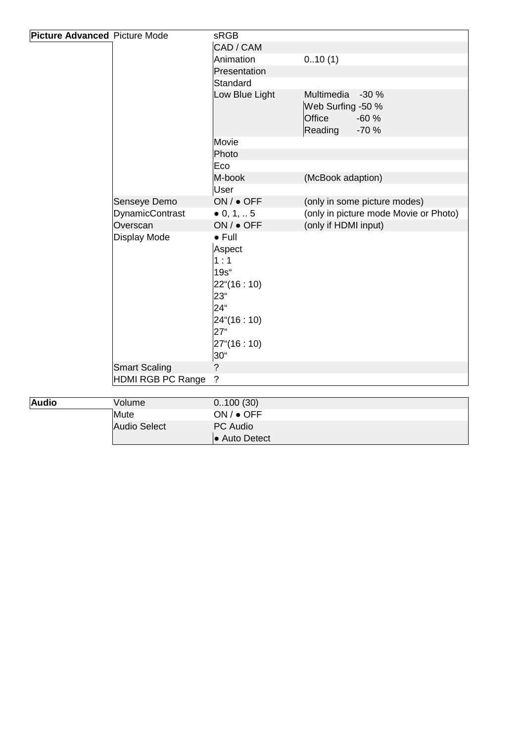| Picture Advanced | Picture Mode | sRGB | |
|---|---|---|---|
| | | CAD / CAM | |
| | | Animation | 0..10 (1) |
| | | Presentation | |
| | | Standard | |
| | | Low Blue Light | Multimedia -30 % |
| | | | Web Surfing -50 % |
| | | | Office -60 % |
| | | | Reading -70 % |
| | | Movie | |
| | | Photo | |
| | | Eco | |
| | | M-book | (McBook adaption) |
| | | User | |
| | Senseye Demo | ON / ● OFF | (only in some picture modes) |
| | DynamicContrast | ● 0, 1, .. 5 | (only in picture mode Movie or Photo) |
| | Overscan | ON / ● OFF | (only if HDMI input) |
| | Display Mode | ● Full | |
| | | Aspect | |
| | | 1 : 1 | |
| | | 19s“ | |
| | | 22“(16 : 10) | |
| | | 23“ | |
| | | 24“ | |
| | | 24“(16 : 10) | |
| | | 27“ | |
| | | 27“(16 : 10) | |
| | | 30“ | |
| | Smart Scaling | ? | |
| | HDMI RGB PC Range | ? | |

| Audio | Volume | 0..100 (30) |
|---|---|---|
| | Mute | ON / ● OFF |
| | Audio Select | PC Audio |
| | | ● Auto Detect |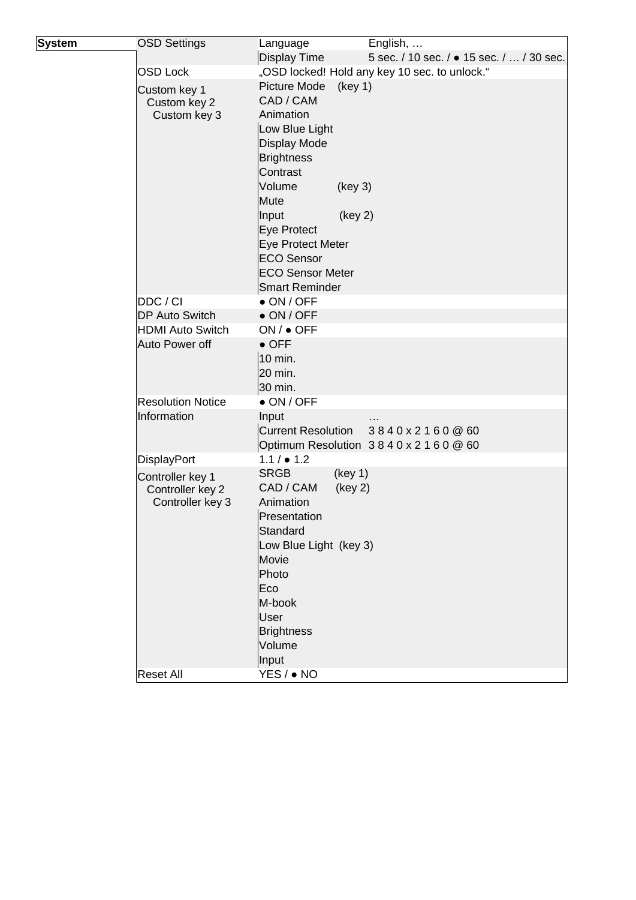| System | OSD Settings | Language | English, … |
|---|---|---|---|
| | | Display Time | 5 sec. / 10 sec. / ● 15 sec. / … / 30 sec. |
| | OSD Lock | „OSD locked! Hold any key 10 sec. to unlock.“ | |
| | Custom key 1<br>Custom key 2<br>Custom key 3 | Picture Mode (key 1) | |
| | | CAD / CAM | |
| | | Animation | |
| | | Low Blue Light | |
| | | Display Mode | |
| | | Brightness | |
| | | Contrast | |
| | | Volume (key 3) | |
| | | Mute | |
| | | Input (key 2) | |
| | | Eye Protect | |
| | | Eye Protect Meter | |
| | | ECO Sensor | |
| | | ECO Sensor Meter | |
| | | Smart Reminder | |
| | DDC / CI | ● ON / OFF | |
| | DP Auto Switch | ● ON / OFF | |
| | HDMI Auto Switch | ON / ● OFF | |
| | Auto Power off | ● OFF | |
| | | 10 min. | |
| | | 20 min. | |
| | | 30 min. | |
| | Resolution Notice | ● ON / OFF | |
| | Information | Input | … |
| | | Current Resolution | 3 8 4 0 x 2 1 6 0 @ 60 |
| | | Optimum Resolution | 3 8 4 0 x 2 1 6 0 @ 60 |
| | DisplayPort | 1.1 / ● 1.2 | |
| | Controller key 1<br>Controller key 2<br>Controller key 3 | SRGB (key 1) | |
| | | CAD / CAM (key 2) | |
| | | Animation | |
| | | Presentation | |
| | | Standard | |
| | | Low Blue Light (key 3) | |
| | | Movie | |
| | | Photo | |
| | | Eco | |
| | | M-book | |
| | | User | |
| | | Brightness | |
| | | Volume | |
| | | Input | |
| | Reset All | YES / ● NO | |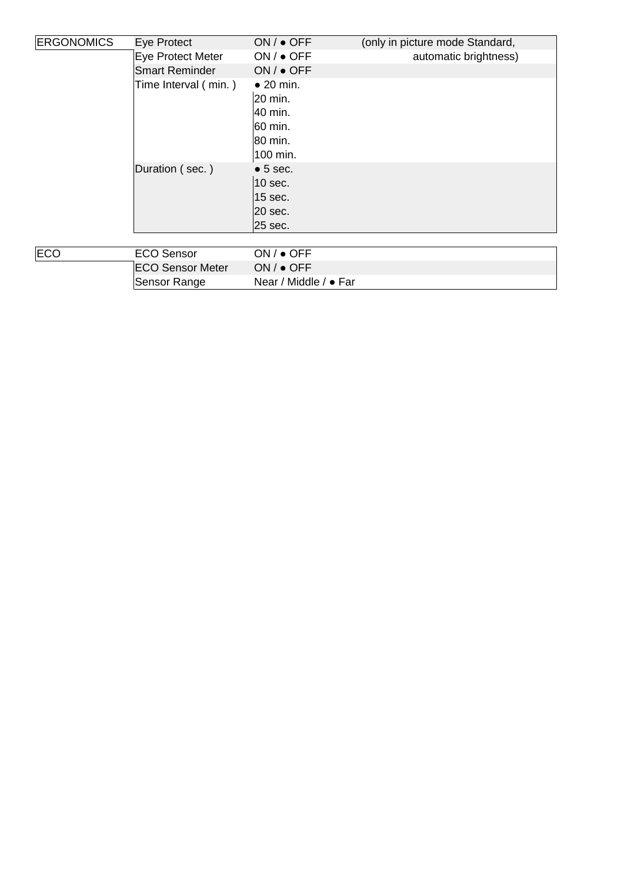| | | | |
|---|---|---|---|
| ERGONOMICS | Eye Protect | ON / ● OFF | (only in picture mode Standard, |
| | Eye Protect Meter | ON / ● OFF | automatic brightness) |
| | Smart Reminder | ON / ● OFF | |
| | Time Interval ( min. ) | ● 20 min. | |
| | | 20 min. | |
| | | 40 min. | |
| | | 60 min. | |
| | | 80 min. | |
| | | 100 min. | |
| | Duration ( sec. ) | ● 5 sec. | |
| | | 10 sec. | |
| | | 15 sec. | |
| | | 20 sec. | |
| | | 25 sec. | |

| | | |
|---|---|---|
| ECO | ECO Sensor | ON / ● OFF |
| | ECO Sensor Meter | ON / ● OFF |
| | Sensor Range | Near / Middle / ● Far |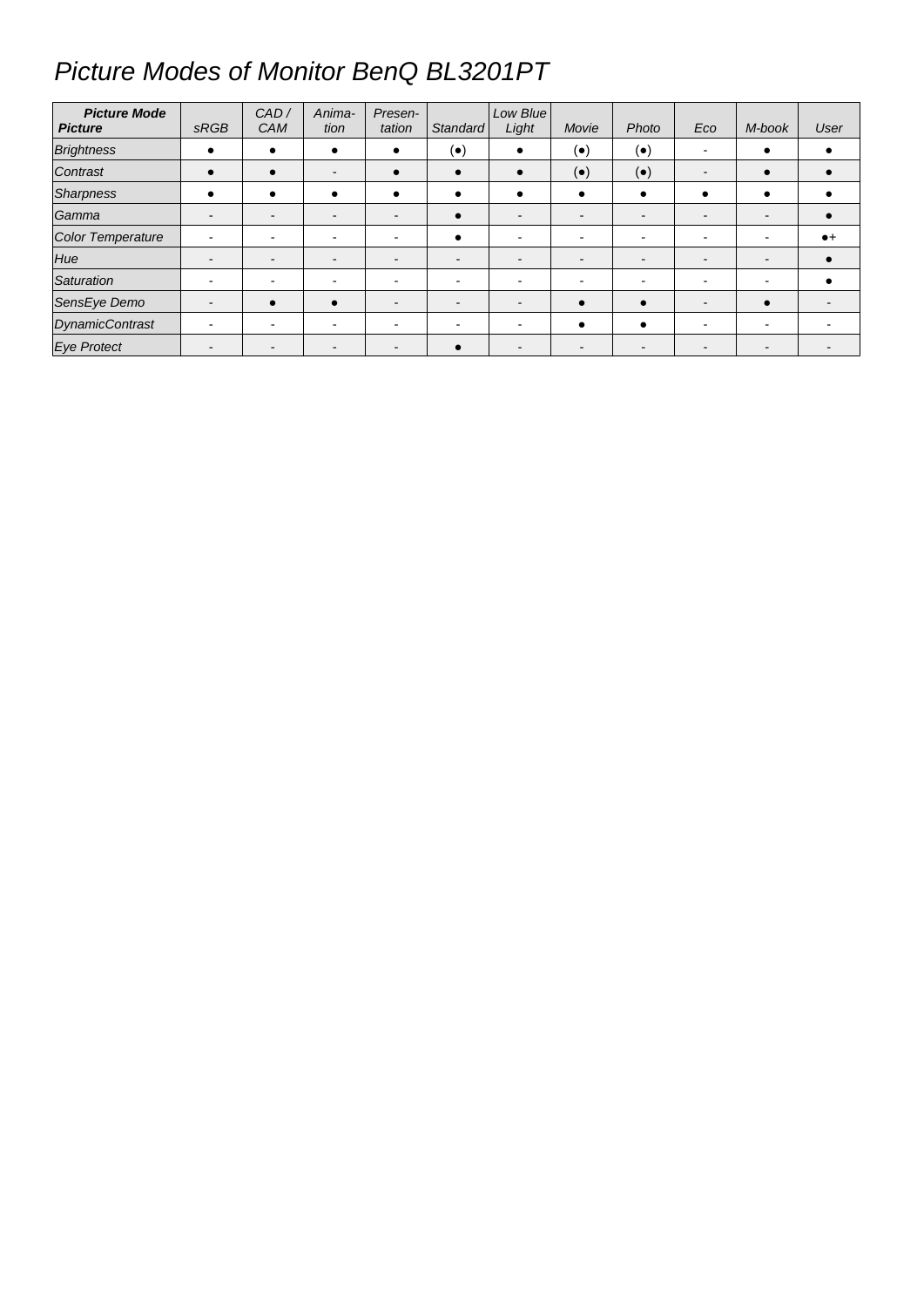# *Picture Modes of Monitor BenQ BL3201PT*

| ***Picture Mode*** ***Picture*** | *sRGB* | *CAD / CAM* | *Anima-tion* | *Presen-tation* | *Standard* | *Low Blue Light* | *Movie* | *Photo* | *Eco* | *M-book* | *User* |
|---|---|---|---|---|---|---|---|---|---|---|---|
| *Brightness* | ● | ● | ● | ● | (●) | ● | (●) | (●) | - | ● | ● |
| *Contrast* | ● | ● | - | ● | ● | ● | (●) | (●) | - | ● | ● |
| *Sharpness* | ● | ● | ● | ● | ● | ● | ● | ● | ● | ● | ● |
| *Gamma* | - | - | - | - | ● | - | - | - | - | - | ● |
| *Color Temperature* | - | - | - | - | ● | - | - | - | - | - | ●+ |
| *Hue* | - | - | - | - | - | - | - | - | - | - | ● |
| *Saturation* | - | - | - | - | - | - | - | - | - | - | ● |
| *SensEye Demo* | - | ● | ● | - | - | - | ● | ● | - | ● | - |
| *DynamicContrast* | - | - | - | - | - | - | ● | ● | - | - | - |
| *Eye Protect* | - | - | - | - | ● | - | - | - | - | - | - |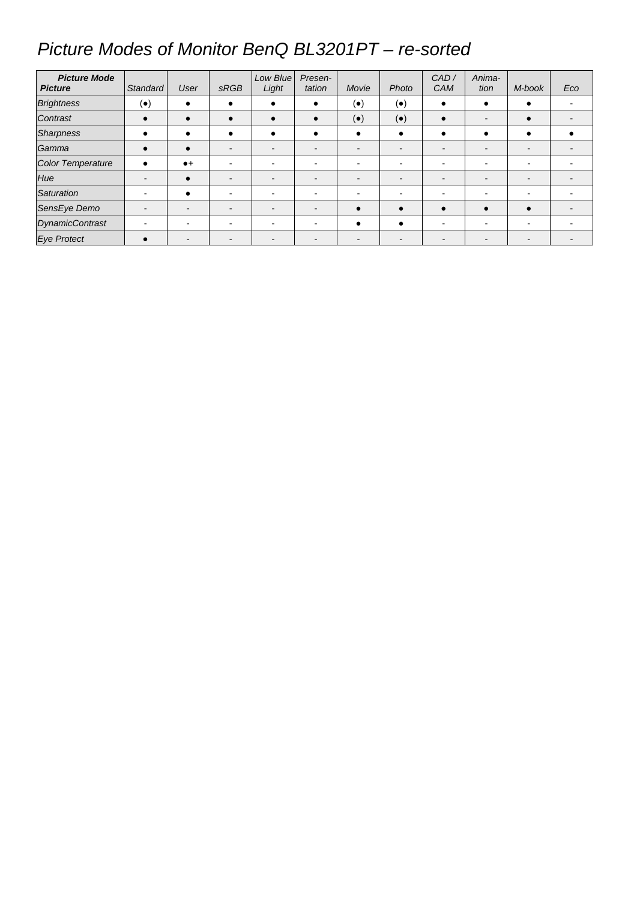# *Picture Modes of Monitor BenQ BL3201PT – re-sorted*

| ***Picture Mode*** ***Picture*** | *Standard* | *User* | *sRGB* | *Low Blue Light* | *Presen-tation* | *Movie* | *Photo* | *CAD / CAM* | *Anima-tion* | *M-book* | *Eco* |
|---|---|---|---|---|---|---|---|---|---|---|---|
| *Brightness* | (●) | ● | ● | ● | ● | (●) | (●) | ● | ● | ● | - |
| *Contrast* | ● | ● | ● | ● | ● | (●) | (●) | ● | - | ● | - |
| *Sharpness* | ● | ● | ● | ● | ● | ● | ● | ● | ● | ● | ● |
| *Gamma* | ● | ● | - | - | - | - | - | - | - | - | - |
| *Color Temperature* | ● | ●+ | - | - | - | - | - | - | - | - | - |
| *Hue* | - | ● | - | - | - | - | - | - | - | - | - |
| *Saturation* | - | ● | - | - | - | - | - | - | - | - | - |
| *SensEye Demo* | - | - | - | - | - | ● | ● | ● | ● | ● | - |
| *DynamicContrast* | - | - | - | - | - | ● | ● | - | - | - | - |
| *Eye Protect* | ● | - | - | - | - | - | - | - | - | - | - |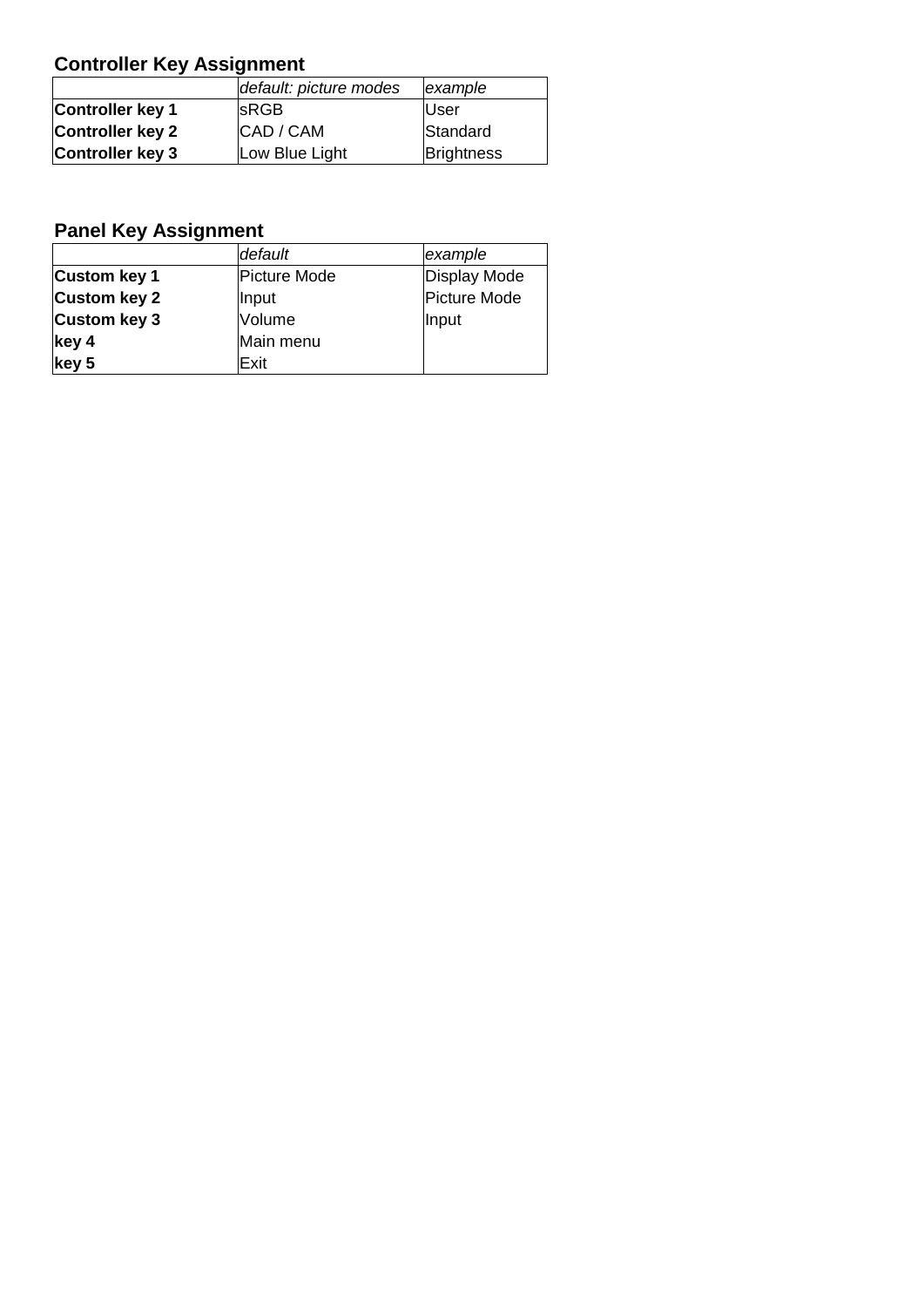### Controller Key Assignment

| | *default: picture modes* | *example* |
|---|---|---|
| **Controller key 1** | sRGB | User |
| **Controller key 2** | CAD / CAM | Standard |
| **Controller key 3** | Low Blue Light | Brightness |

### Panel Key Assignment

| | *default* | *example* |
|---|---|---|
| **Custom key 1** | Picture Mode | Display Mode |
| **Custom key 2** | Input | Picture Mode |
| **Custom key 3** | Volume | Input |
| **key 4** | Main menu | |
| **key 5** | Exit | |